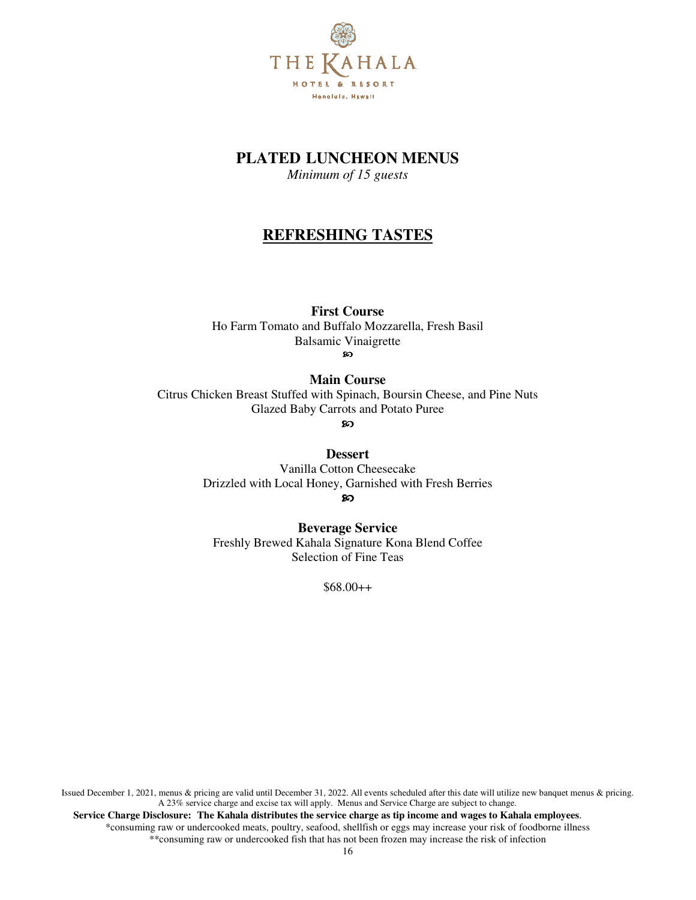THE KAHALA

HOTEL & RESORT

Honolulu, Hawaii

# PLATED LUNCHEON MENUS

*Minimum of 15 guests*

## REFRESHING TASTES

**First Course**

Ho Farm Tomato and Buffalo Mozzarella, Fresh Basil
Balsamic Vinaigrette

**Main Course**

Citrus Chicken Breast Stuffed with Spinach, Boursin Cheese, and Pine Nuts
Glazed Baby Carrots and Potato Puree

**Dessert**

Vanilla Cotton Cheesecake
Drizzled with Local Honey, Garnished with Fresh Berries

**Beverage Service**

Freshly Brewed Kahala Signature Kona Blend Coffee
Selection of Fine Teas

$68.00++

Issued December 1, 2021, menus & pricing are valid until December 31, 2022. All events scheduled after this date will utilize new banquet menus & pricing. A 23% service charge and excise tax will apply. Menus and Service Charge are subject to change.

**Service Charge Disclosure: The Kahala distributes the service charge as tip income and wages to Kahala employees**.

*consuming raw or undercooked meats, poultry, seafood, shellfish or eggs may increase your risk of foodborne illness

**consuming raw or undercooked fish that has not been frozen may increase the risk of infection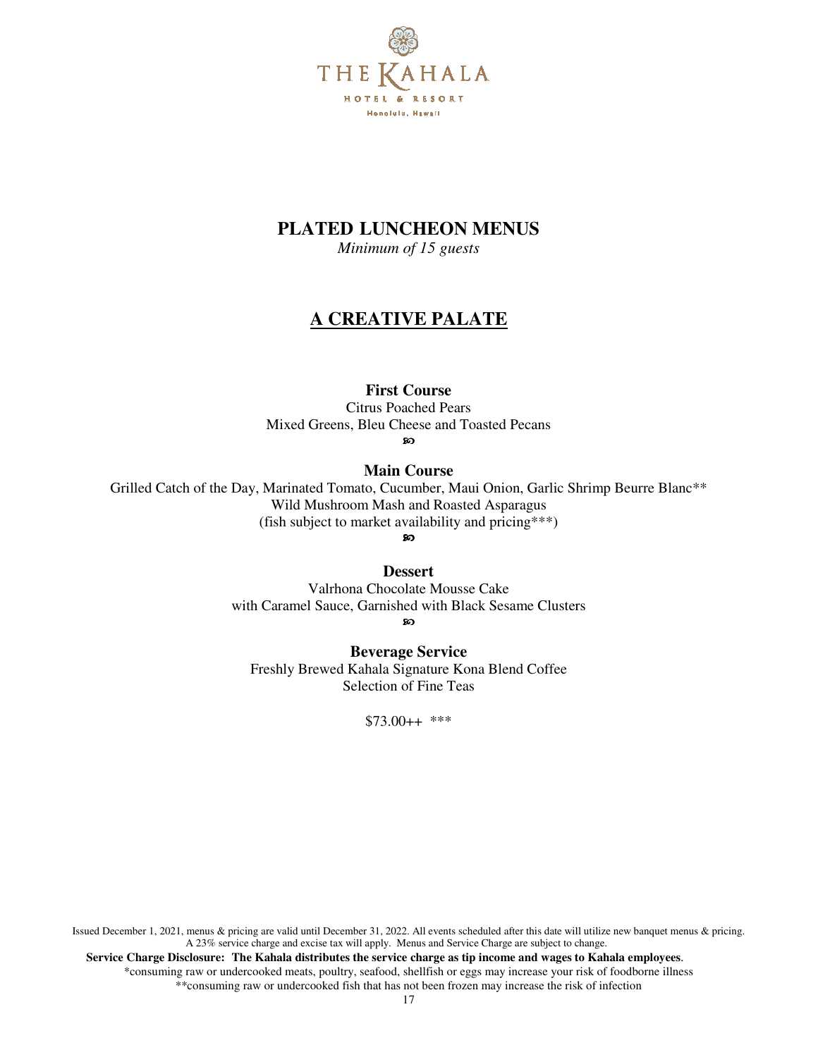THE KAHALA

HOTEL & RESORT

Honolulu, Hawaii

# PLATED LUNCHEON MENUS

*Minimum of 15 guests*

## A CREATIVE PALATE

**First Course**

Citrus Poached Pears
Mixed Greens, Bleu Cheese and Toasted Pecans

ঌ

**Main Course**

Grilled Catch of the Day, Marinated Tomato, Cucumber, Maui Onion, Garlic Shrimp Beurre Blanc**
Wild Mushroom Mash and Roasted Asparagus
(fish subject to market availability and pricing***)

ঌ

**Dessert**

Valrhona Chocolate Mousse Cake
with Caramel Sauce, Garnished with Black Sesame Clusters

ঌ

**Beverage Service**

Freshly Brewed Kahala Signature Kona Blend Coffee
Selection of Fine Teas

$73.00++ ***

Issued December 1, 2021, menus & pricing are valid until December 31, 2022. All events scheduled after this date will utilize new banquet menus & pricing. A 23% service charge and excise tax will apply. Menus and Service Charge are subject to change.

**Service Charge Disclosure: The Kahala distributes the service charge as tip income and wages to Kahala employees**.

*consuming raw or undercooked meats, poultry, seafood, shellfish or eggs may increase your risk of foodborne illness

**consuming raw or undercooked fish that has not been frozen may increase the risk of infection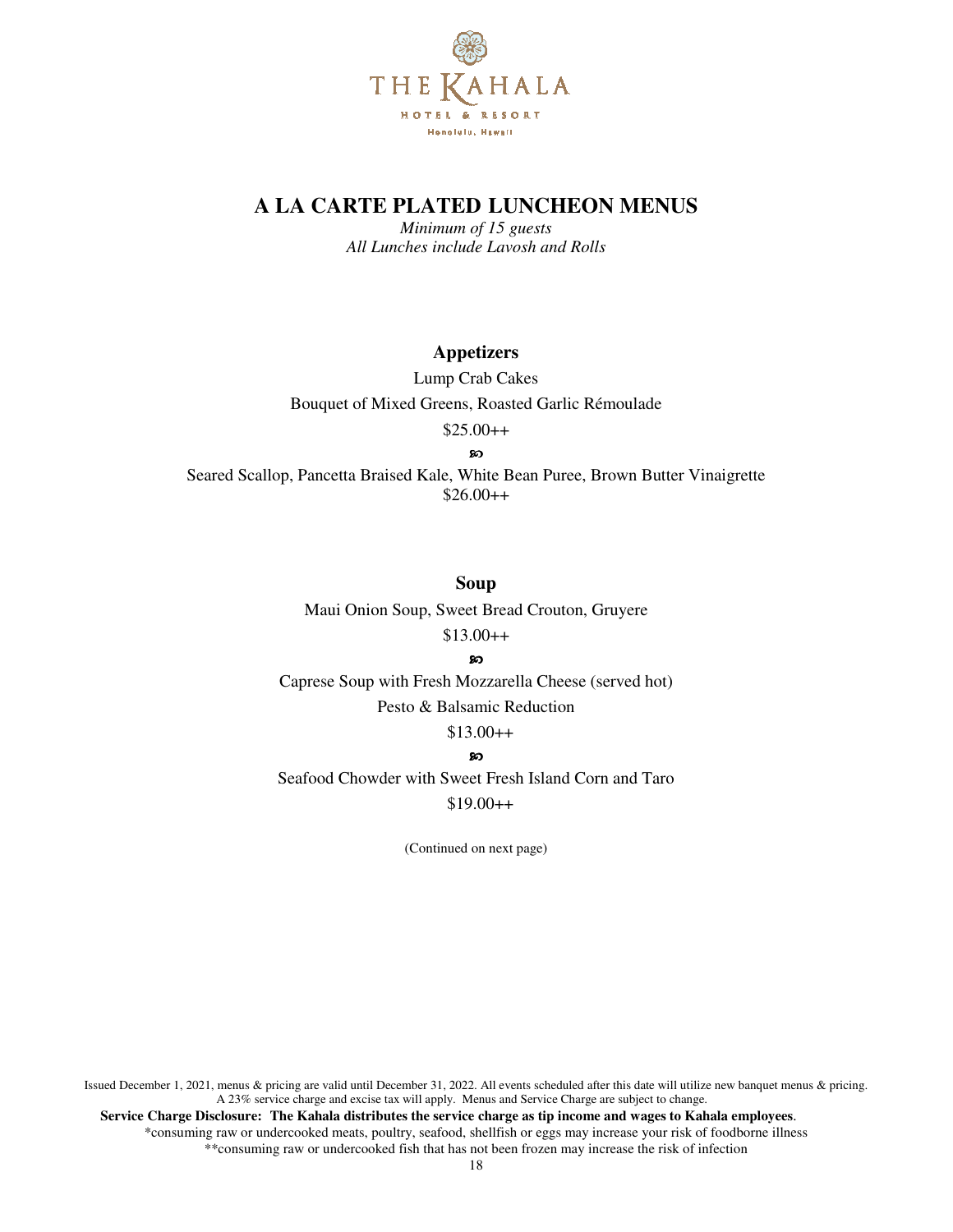THE KAHALA

HOTEL & RESORT

Honolulu, Hawaii

# A LA CARTE PLATED LUNCHEON MENUS

*Minimum of 15 guests*
*All Lunches include Lavosh and Rolls*

## Appetizers

Lump Crab Cakes

Bouquet of Mixed Greens, Roasted Garlic Rémoulade

$25.00++

ᘓ

Seared Scallop, Pancetta Braised Kale, White Bean Puree, Brown Butter Vinaigrette

$26.00++

## Soup

Maui Onion Soup, Sweet Bread Crouton, Gruyere

$13.00++

ᘓ

Caprese Soup with Fresh Mozzarella Cheese (served hot)

Pesto & Balsamic Reduction

$13.00++

ᘓ

Seafood Chowder with Sweet Fresh Island Corn and Taro

$19.00++

(Continued on next page)

Issued December 1, 2021, menus & pricing are valid until December 31, 2022. All events scheduled after this date will utilize new banquet menus & pricing. A 23% service charge and excise tax will apply. Menus and Service Charge are subject to change.

**Service Charge Disclosure: The Kahala distributes the service charge as tip income and wages to Kahala employees**.

*consuming raw or undercooked meats, poultry, seafood, shellfish or eggs may increase your risk of foodborne illness

**consuming raw or undercooked fish that has not been frozen may increase the risk of infection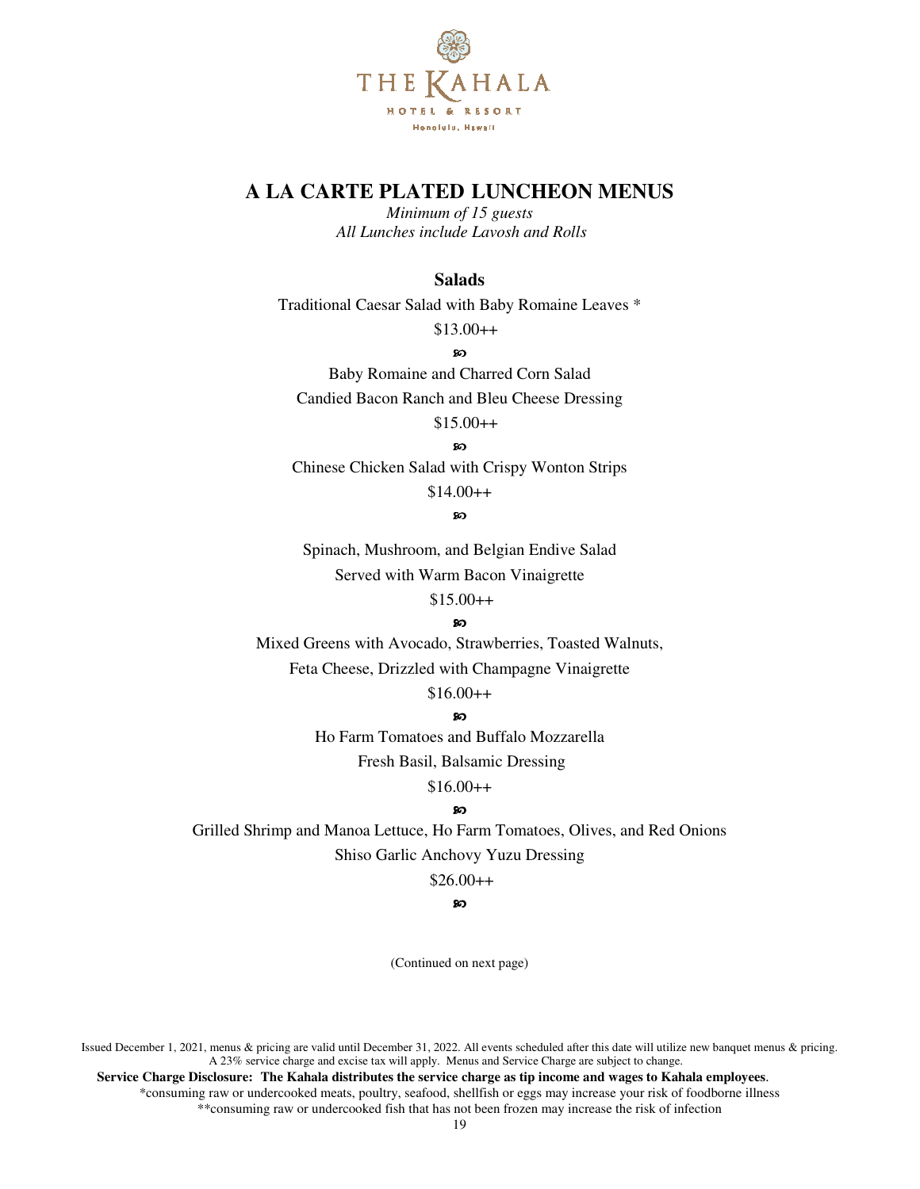# A LA CARTE PLATED LUNCHEON MENUS

*Minimum of 15 guests*
*All Lunches include Lavosh and Rolls*

## Salads

Traditional Caesar Salad with Baby Romaine Leaves *
$13.00++

ꕥ

Baby Romaine and Charred Corn Salad
Candied Bacon Ranch and Bleu Cheese Dressing
$15.00++

ꕥ

Chinese Chicken Salad with Crispy Wonton Strips
$14.00++

ꕥ

Spinach, Mushroom, and Belgian Endive Salad
Served with Warm Bacon Vinaigrette
$15.00++

ꕥ

Mixed Greens with Avocado, Strawberries, Toasted Walnuts,
Feta Cheese, Drizzled with Champagne Vinaigrette
$16.00++

ꕥ

Ho Farm Tomatoes and Buffalo Mozzarella
Fresh Basil, Balsamic Dressing
$16.00++

ꕥ

Grilled Shrimp and Manoa Lettuce, Ho Farm Tomatoes, Olives, and Red Onions
Shiso Garlic Anchovy Yuzu Dressing
$26.00++

ꕥ

(Continued on next page)

Issued December 1, 2021, menus & pricing are valid until December 31, 2022. All events scheduled after this date will utilize new banquet menus & pricing. A 23% service charge and excise tax will apply. Menus and Service Charge are subject to change.

**Service Charge Disclosure: The Kahala distributes the service charge as tip income and wages to Kahala employees**.

*consuming raw or undercooked meats, poultry, seafood, shellfish or eggs may increase your risk of foodborne illness

**consuming raw or undercooked fish that has not been frozen may increase the risk of infection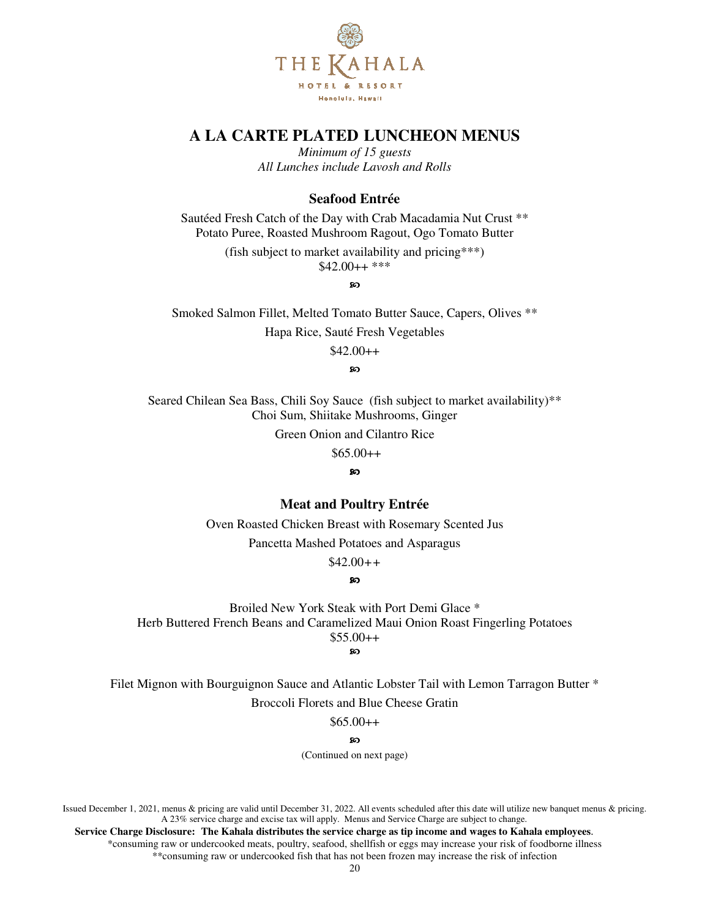THE KAHALA
HOTEL & RESORT
Honolulu, Hawaii

# A LA CARTE PLATED LUNCHEON MENUS

*Minimum of 15 guests*
*All Lunches include Lavosh and Rolls*

## Seafood Entrée

Sautéed Fresh Catch of the Day with Crab Macadamia Nut Crust **
Potato Puree, Roasted Mushroom Ragout, Ogo Tomato Butter

(fish subject to market availability and pricing***)
$42.00++ ***

ℬ

Smoked Salmon Fillet, Melted Tomato Butter Sauce, Capers, Olives **
Hapa Rice, Sauté Fresh Vegetables
$42.00++

ℬ

Seared Chilean Sea Bass, Chili Soy Sauce (fish subject to market availability)**
Choi Sum, Shiitake Mushrooms, Ginger
Green Onion and Cilantro Rice
$65.00++

ℬ

## Meat and Poultry Entrée

Oven Roasted Chicken Breast with Rosemary Scented Jus
Pancetta Mashed Potatoes and Asparagus
$42.00++

ℬ

Broiled New York Steak with Port Demi Glace *
Herb Buttered French Beans and Caramelized Maui Onion Roast Fingerling Potatoes
$55.00++

ℬ

Filet Mignon with Bourguignon Sauce and Atlantic Lobster Tail with Lemon Tarragon Butter *
Broccoli Florets and Blue Cheese Gratin
$65.00++

ℬ

(Continued on next page)

Issued December 1, 2021, menus & pricing are valid until December 31, 2022. All events scheduled after this date will utilize new banquet menus & pricing. A 23% service charge and excise tax will apply. Menus and Service Charge are subject to change.

**Service Charge Disclosure: The Kahala distributes the service charge as tip income and wages to Kahala employees**.

*consuming raw or undercooked meats, poultry, seafood, shellfish or eggs may increase your risk of foodborne illness

**consuming raw or undercooked fish that has not been frozen may increase the risk of infection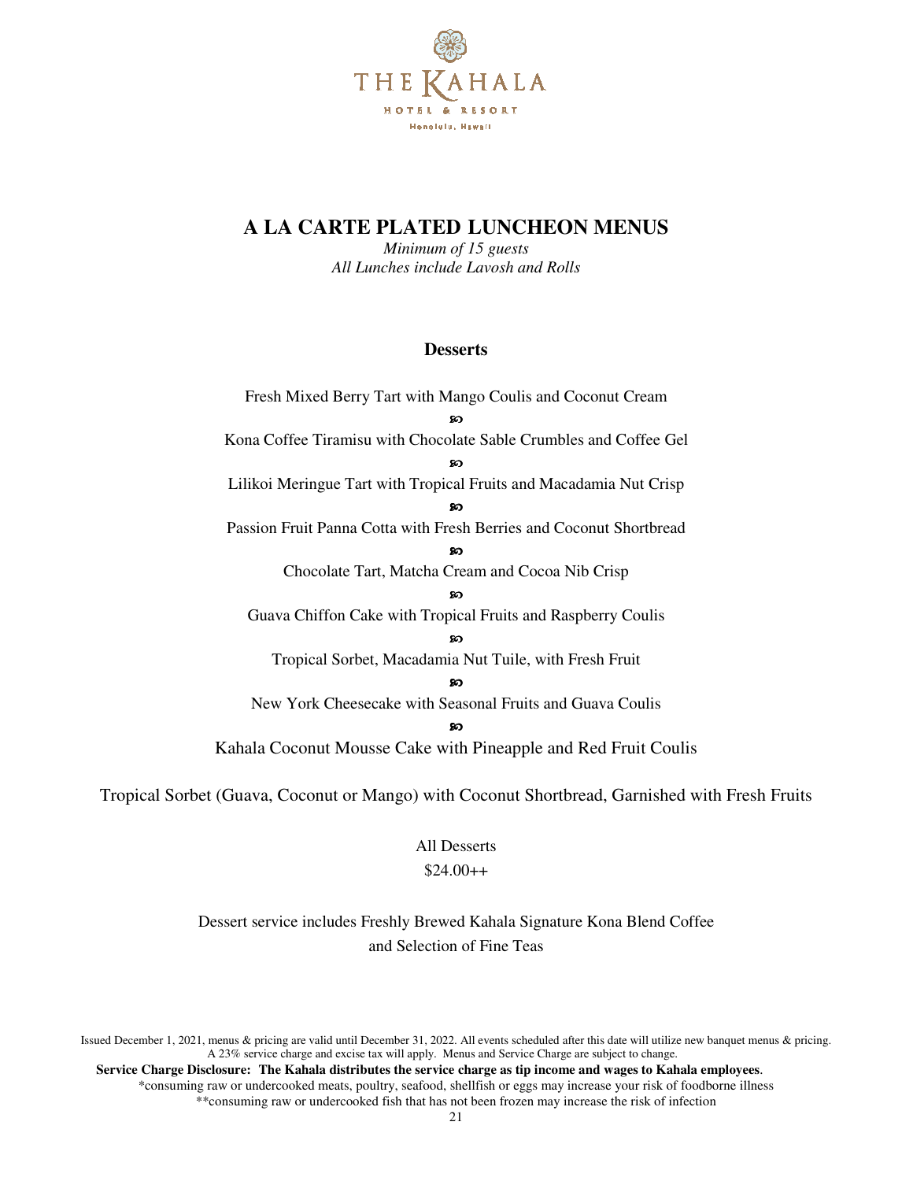THE KAHALA

HOTEL & RESORT

Honolulu, Hawaii

# A LA CARTE PLATED LUNCHEON MENUS

*Minimum of 15 guests*
*All Lunches include Lavosh and Rolls*

## Desserts

Fresh Mixed Berry Tart with Mango Coulis and Coconut Cream

ꙮ

Kona Coffee Tiramisu with Chocolate Sable Crumbles and Coffee Gel

ꙮ

Lilikoi Meringue Tart with Tropical Fruits and Macadamia Nut Crisp

ꙮ

Passion Fruit Panna Cotta with Fresh Berries and Coconut Shortbread

ꙮ

Chocolate Tart, Matcha Cream and Cocoa Nib Crisp

ꙮ

Guava Chiffon Cake with Tropical Fruits and Raspberry Coulis

ꙮ

Tropical Sorbet, Macadamia Nut Tuile, with Fresh Fruit

ꙮ

New York Cheesecake with Seasonal Fruits and Guava Coulis

ꙮ

Kahala Coconut Mousse Cake with Pineapple and Red Fruit Coulis

Tropical Sorbet (Guava, Coconut or Mango) with Coconut Shortbread, Garnished with Fresh Fruits

All Desserts
$24.00++

Dessert service includes Freshly Brewed Kahala Signature Kona Blend Coffee and Selection of Fine Teas

Issued December 1, 2021, menus & pricing are valid until December 31, 2022. All events scheduled after this date will utilize new banquet menus & pricing. A 23% service charge and excise tax will apply. Menus and Service Charge are subject to change.

**Service Charge Disclosure: The Kahala distributes the service charge as tip income and wages to Kahala employees**.

*consuming raw or undercooked meats, poultry, seafood, shellfish or eggs may increase your risk of foodborne illness

**consuming raw or undercooked fish that has not been frozen may increase the risk of infection